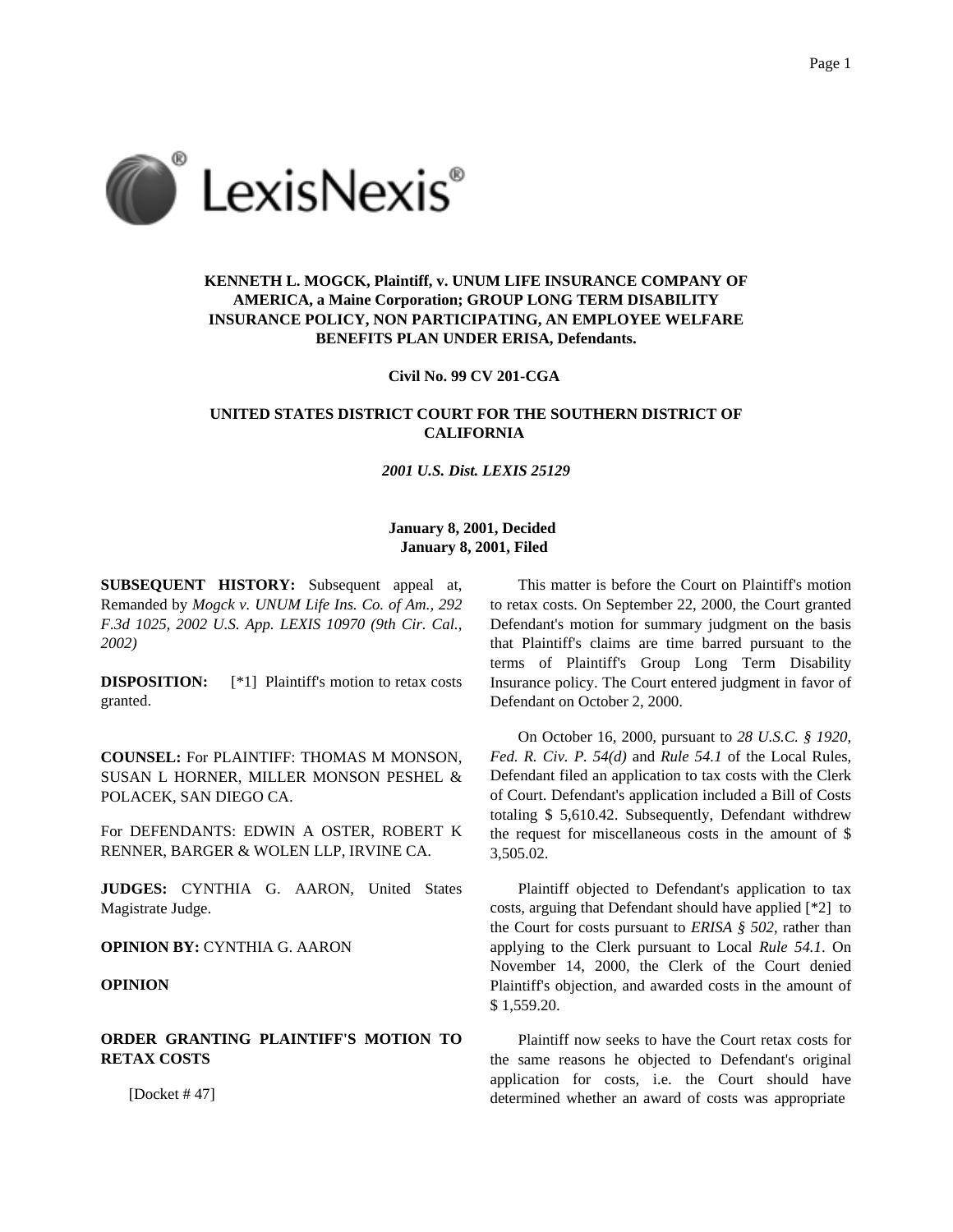**KENNETH L. MOGCK, Plaintiff, v. UNUM LIFE INSURANCE COMPANY OF AMERICA, a Maine Corporation; GROUP LONG TERM DISABILITY INSURANCE POLICY, NON PARTICIPATING, AN EMPLOYEE WELFARE BENEFITS PLAN UNDER ERISA, Defendants.**

**Civil No. 99 CV 201-CGA**

**UNITED STATES DISTRICT COURT FOR THE SOUTHERN DISTRICT OF CALIFORNIA**

***2001 U.S. Dist. LEXIS 25129***

**January 8, 2001, Decided**
**January 8, 2001, Filed**

**SUBSEQUENT HISTORY:** Subsequent appeal at, Remanded by *Mogck v. UNUM Life Ins. Co. of Am., 292 F.3d 1025, 2002 U.S. App. LEXIS 10970 (9th Cir. Cal., 2002)*

**DISPOSITION:** [*1] Plaintiff's motion to retax costs granted.

**COUNSEL:** For PLAINTIFF: THOMAS M MONSON, SUSAN L HORNER, MILLER MONSON PESHEL & POLACEK, SAN DIEGO CA.

For DEFENDANTS: EDWIN A OSTER, ROBERT K RENNER, BARGER & WOLEN LLP, IRVINE CA.

**JUDGES:** CYNTHIA G. AARON, United States Magistrate Judge.

**OPINION BY:** CYNTHIA G. AARON

**OPINION**

**ORDER GRANTING PLAINTIFF'S MOTION TO RETAX COSTS**

[Docket # 47]

This matter is before the Court on Plaintiff's motion to retax costs. On September 22, 2000, the Court granted Defendant's motion for summary judgment on the basis that Plaintiff's claims are time barred pursuant to the terms of Plaintiff's Group Long Term Disability Insurance policy. The Court entered judgment in favor of Defendant on October 2, 2000.

On October 16, 2000, pursuant to *28 U.S.C. § 1920, Fed. R. Civ. P. 54(d)* and *Rule 54.1* of the Local Rules, Defendant filed an application to tax costs with the Clerk of Court. Defendant's application included a Bill of Costs totaling $ 5,610.42. Subsequently, Defendant withdrew the request for miscellaneous costs in the amount of $ 3,505.02.

Plaintiff objected to Defendant's application to tax costs, arguing that Defendant should have applied [*2] to the Court for costs pursuant to *ERISA § 502*, rather than applying to the Clerk pursuant to Local *Rule 54.1*. On November 14, 2000, the Clerk of the Court denied Plaintiff's objection, and awarded costs in the amount of $ 1,559.20.

Plaintiff now seeks to have the Court retax costs for the same reasons he objected to Defendant's original application for costs, i.e. the Court should have determined whether an award of costs was appropriate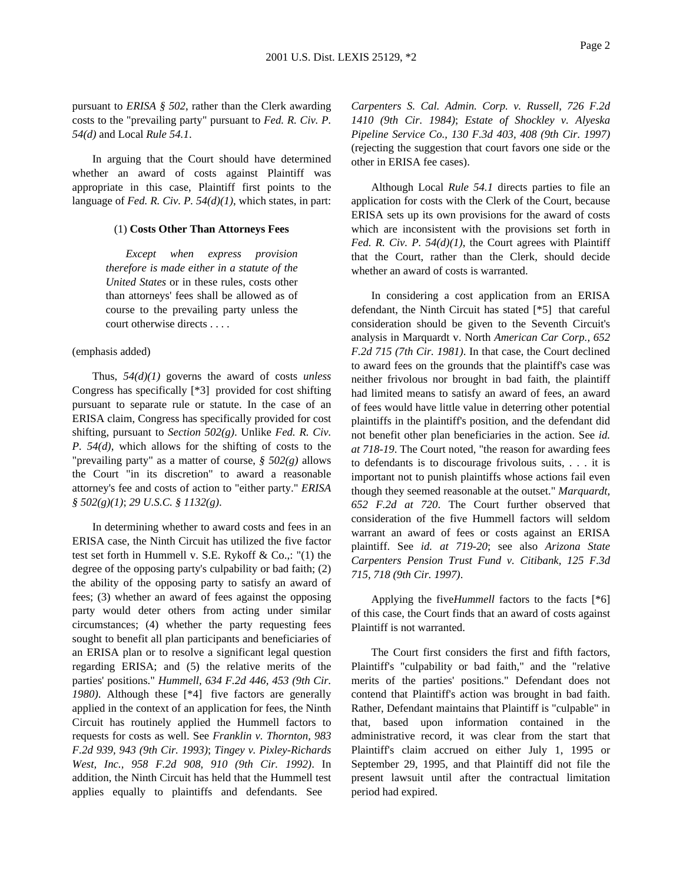pursuant to *ERISA § 502*, rather than the Clerk awarding costs to the "prevailing party" pursuant to *Fed. R. Civ. P. 54(d)* and Local *Rule 54.1*.

In arguing that the Court should have determined whether an award of costs against Plaintiff was appropriate in this case, Plaintiff first points to the language of *Fed. R. Civ. P. 54(d)(1)*, which states, in part:

> (1) **Costs Other Than Attorneys Fees**
>
> *Except when express provision therefore is made either in a statute of the United States* or in these rules, costs other than attorneys' fees shall be allowed as of course to the prevailing party unless the court otherwise directs . . . .

(emphasis added)

Thus, *54(d)(1)* governs the award of costs *unless* Congress has specifically [*3] provided for cost shifting pursuant to separate rule or statute. In the case of an ERISA claim, Congress has specifically provided for cost shifting, pursuant to *Section 502(g)*. Unlike *Fed. R. Civ. P. 54(d)*, which allows for the shifting of costs to the "prevailing party" as a matter of course, *§ 502(g)* allows the Court "in its discretion" to award a reasonable attorney's fee and costs of action to "either party." *ERISA § 502(g)(1)*; *29 U.S.C. § 1132(g)*.

In determining whether to award costs and fees in an ERISA case, the Ninth Circuit has utilized the five factor test set forth in Hummell v. S.E. Rykoff & Co.,: "(1) the degree of the opposing party's culpability or bad faith; (2) the ability of the opposing party to satisfy an award of fees; (3) whether an award of fees against the opposing party would deter others from acting under similar circumstances; (4) whether the party requesting fees sought to benefit all plan participants and beneficiaries of an ERISA plan or to resolve a significant legal question regarding ERISA; and (5) the relative merits of the parties' positions." *Hummell, 634 F.2d 446, 453 (9th Cir. 1980)*. Although these [*4] five factors are generally applied in the context of an application for fees, the Ninth Circuit has routinely applied the Hummell factors to requests for costs as well. See *Franklin v. Thornton, 983 F.2d 939, 943 (9th Cir. 1993)*; *Tingey v. Pixley-Richards West, Inc., 958 F.2d 908, 910 (9th Cir. 1992)*. In addition, the Ninth Circuit has held that the Hummell test applies equally to plaintiffs and defendants. See *Carpenters S. Cal. Admin. Corp. v. Russell, 726 F.2d 1410 (9th Cir. 1984)*; *Estate of Shockley v. Alyeska Pipeline Service Co., 130 F.3d 403, 408 (9th Cir. 1997)* (rejecting the suggestion that court favors one side or the other in ERISA fee cases).

Although Local *Rule 54.1* directs parties to file an application for costs with the Clerk of the Court, because ERISA sets up its own provisions for the award of costs which are inconsistent with the provisions set forth in *Fed. R. Civ. P. 54(d)(1)*, the Court agrees with Plaintiff that the Court, rather than the Clerk, should decide whether an award of costs is warranted.

In considering a cost application from an ERISA defendant, the Ninth Circuit has stated [*5] that careful consideration should be given to the Seventh Circuit's analysis in Marquardt v. North *American Car Corp., 652 F.2d 715 (7th Cir. 1981)*. In that case, the Court declined to award fees on the grounds that the plaintiff's case was neither frivolous nor brought in bad faith, the plaintiff had limited means to satisfy an award of fees, an award of fees would have little value in deterring other potential plaintiffs in the plaintiff's position, and the defendant did not benefit other plan beneficiaries in the action. See *id. at 718-19*. The Court noted, "the reason for awarding fees to defendants is to discourage frivolous suits, . . . it is important not to punish plaintiffs whose actions fail even though they seemed reasonable at the outset." *Marquardt, 652 F.2d at 720*. The Court further observed that consideration of the five Hummell factors will seldom warrant an award of fees or costs against an ERISA plaintiff. See *id. at 719-20*; see also *Arizona State Carpenters Pension Trust Fund v. Citibank, 125 F.3d 715, 718 (9th Cir. 1997)*.

Applying the five*Hummell* factors to the facts [*6] of this case, the Court finds that an award of costs against Plaintiff is not warranted.

The Court first considers the first and fifth factors, Plaintiff's "culpability or bad faith," and the "relative merits of the parties' positions." Defendant does not contend that Plaintiff's action was brought in bad faith. Rather, Defendant maintains that Plaintiff is "culpable" in that, based upon information contained in the administrative record, it was clear from the start that Plaintiff's claim accrued on either July 1, 1995 or September 29, 1995, and that Plaintiff did not file the present lawsuit until after the contractual limitation period had expired.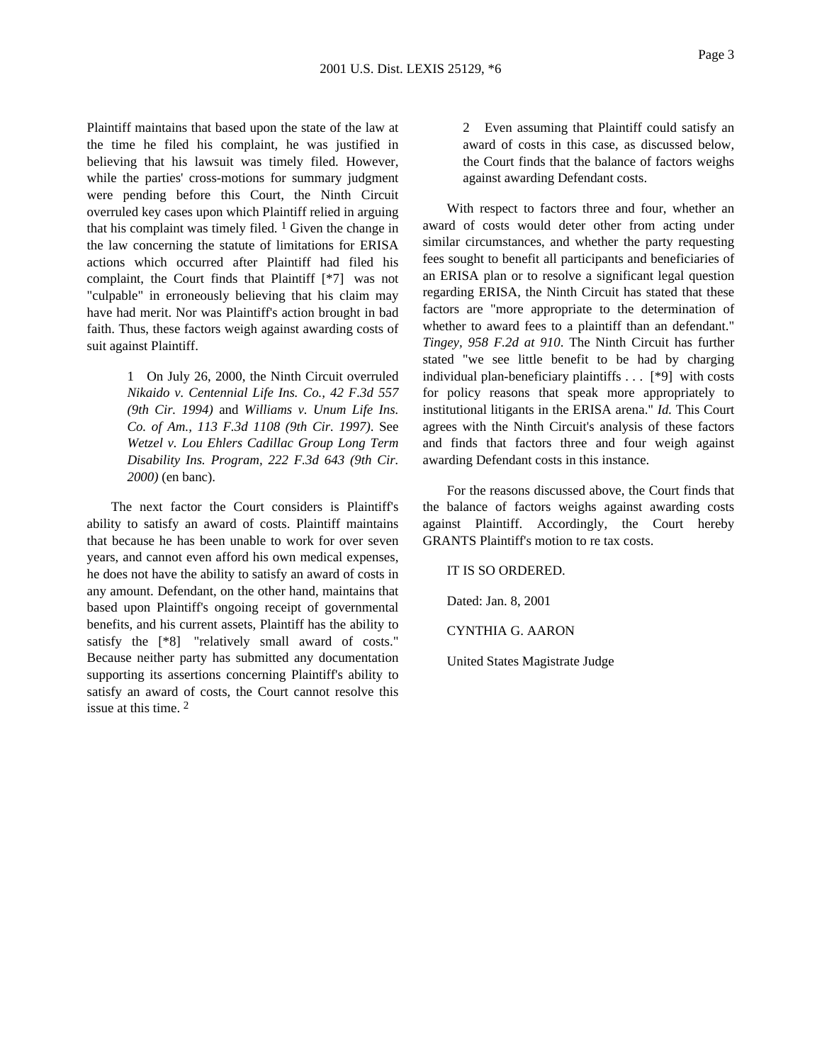Plaintiff maintains that based upon the state of the law at the time he filed his complaint, he was justified in believing that his lawsuit was timely filed. However, while the parties' cross-motions for summary judgment were pending before this Court, the Ninth Circuit overruled key cases upon which Plaintiff relied in arguing that his complaint was timely filed. [1] Given the change in the law concerning the statute of limitations for ERISA actions which occurred after Plaintiff had filed his complaint, the Court finds that Plaintiff [*7] was not "culpable" in erroneously believing that his claim may have had merit. Nor was Plaintiff's action brought in bad faith. Thus, these factors weigh against awarding costs of suit against Plaintiff.

> 1 On July 26, 2000, the Ninth Circuit overruled *Nikaido v. Centennial Life Ins. Co., 42 F.3d 557 (9th Cir. 1994)* and *Williams v. Unum Life Ins. Co. of Am., 113 F.3d 1108 (9th Cir. 1997)*. See *Wetzel v. Lou Ehlers Cadillac Group Long Term Disability Ins. Program, 222 F.3d 643 (9th Cir. 2000)* (en banc).

The next factor the Court considers is Plaintiff's ability to satisfy an award of costs. Plaintiff maintains that because he has been unable to work for over seven years, and cannot even afford his own medical expenses, he does not have the ability to satisfy an award of costs in any amount. Defendant, on the other hand, maintains that based upon Plaintiff's ongoing receipt of governmental benefits, and his current assets, Plaintiff has the ability to satisfy the [*8] "relatively small award of costs." Because neither party has submitted any documentation supporting its assertions concerning Plaintiff's ability to satisfy an award of costs, the Court cannot resolve this issue at this time. [2]

> 2 Even assuming that Plaintiff could satisfy an award of costs in this case, as discussed below, the Court finds that the balance of factors weighs against awarding Defendant costs.

With respect to factors three and four, whether an award of costs would deter other from acting under similar circumstances, and whether the party requesting fees sought to benefit all participants and beneficiaries of an ERISA plan or to resolve a significant legal question regarding ERISA, the Ninth Circuit has stated that these factors are "more appropriate to the determination of whether to award fees to a plaintiff than an defendant." *Tingey, 958 F.2d at 910*. The Ninth Circuit has further stated "we see little benefit to be had by charging individual plan-beneficiary plaintiffs . . . [*9] with costs for policy reasons that speak more appropriately to institutional litigants in the ERISA arena." *Id.* This Court agrees with the Ninth Circuit's analysis of these factors and finds that factors three and four weigh against awarding Defendant costs in this instance.

For the reasons discussed above, the Court finds that the balance of factors weighs against awarding costs against Plaintiff. Accordingly, the Court hereby GRANTS Plaintiff's motion to re tax costs.

IT IS SO ORDERED.

Dated: Jan. 8, 2001

CYNTHIA G. AARON

United States Magistrate Judge